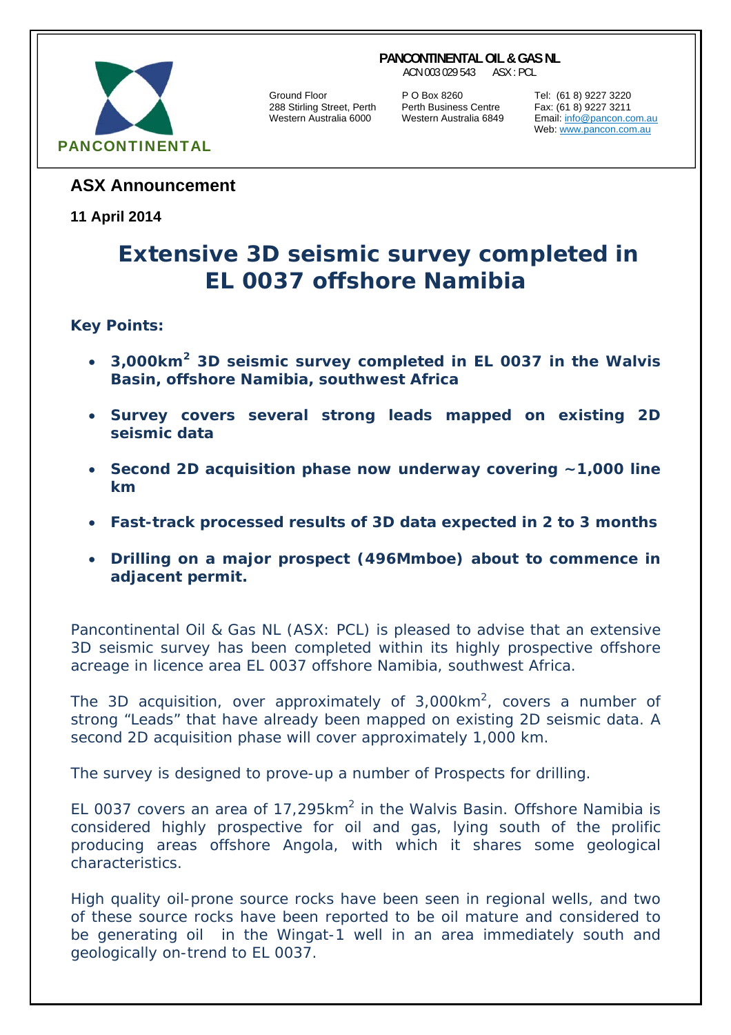PANCONTINENTAL

**PANCONTINENTAL OIL & GAS NL**
ACN 003 029 543 ASX : PCL

Ground Floor
288 Stirling Street, Perth
Western Australia 6000

P O Box 8260
Perth Business Centre
Western Australia 6849

Tel: (61 8) 9227 3220
Fax: (61 8) 9227 3211
Email: info@pancon.com.au
Web: www.pancon.com.au

## ASX Announcement

**11 April 2014**

# Extensive 3D seismic survey completed in EL 0037 offshore Namibia

**Key Points:**

- **3,000km$^2$ 3D seismic survey completed in EL 0037 in the Walvis Basin, offshore Namibia, southwest Africa**
- **Survey covers several strong leads mapped on existing 2D seismic data**
- **Second 2D acquisition phase now underway covering ~1,000 line km**
- **Fast-track processed results of 3D data expected in 2 to 3 months**
- **Drilling on a major prospect (496Mmboe) about to commence in adjacent permit.**

Pancontinental Oil & Gas NL (ASX: PCL) is pleased to advise that an extensive 3D seismic survey has been completed within its highly prospective offshore acreage in licence area EL 0037 offshore Namibia, southwest Africa.

The 3D acquisition, over approximately of 3,000km$^2$, covers a number of strong "Leads" that have already been mapped on existing 2D seismic data. A second 2D acquisition phase will cover approximately 1,000 km.

The survey is designed to prove-up a number of Prospects for drilling.

EL 0037 covers an area of 17,295km$^2$ in the Walvis Basin. Offshore Namibia is considered highly prospective for oil and gas, lying south of the prolific producing areas offshore Angola, with which it shares some geological characteristics.

High quality oil-prone source rocks have been seen in regional wells, and two of these source rocks have been reported to be oil mature and considered to be generating oil in the Wingat-1 well in an area immediately south and geologically on-trend to EL 0037.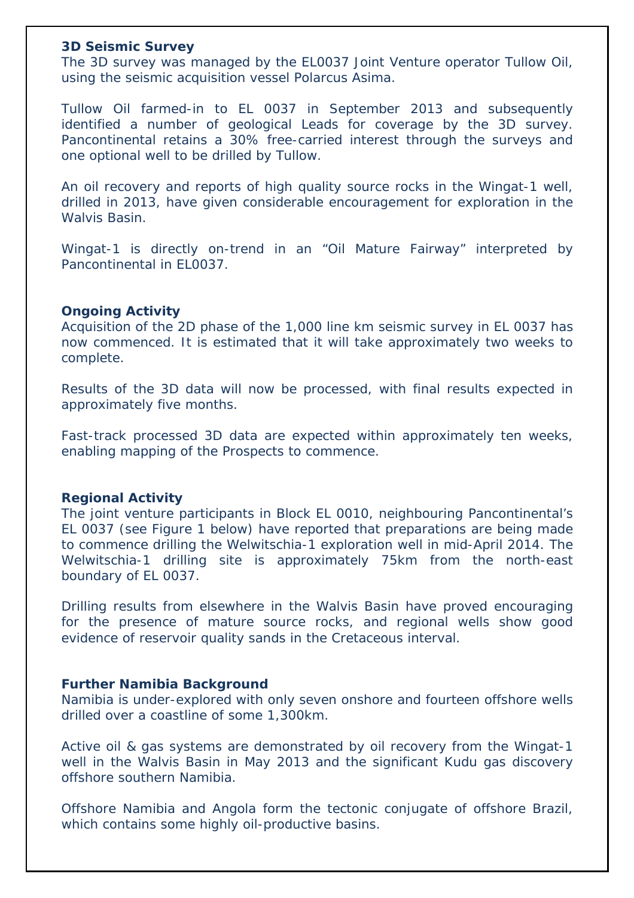### 3D Seismic Survey

The 3D survey was managed by the EL0037 Joint Venture operator Tullow Oil, using the seismic acquisition vessel Polarcus Asima.

Tullow Oil farmed-in to EL 0037 in September 2013 and subsequently identified a number of geological Leads for coverage by the 3D survey. Pancontinental retains a 30% free-carried interest through the surveys and one optional well to be drilled by Tullow.

An oil recovery and reports of high quality source rocks in the Wingat-1 well, drilled in 2013, have given considerable encouragement for exploration in the Walvis Basin.

Wingat-1 is directly on-trend in an "Oil Mature Fairway" interpreted by Pancontinental in EL0037.

### Ongoing Activity

Acquisition of the 2D phase of the 1,000 line km seismic survey in EL 0037 has now commenced. It is estimated that it will take approximately two weeks to complete.

Results of the 3D data will now be processed, with final results expected in approximately five months.

Fast-track processed 3D data are expected within approximately ten weeks, enabling mapping of the Prospects to commence.

### Regional Activity

The joint venture participants in Block EL 0010, neighbouring Pancontinental's EL 0037 (see Figure 1 below) have reported that preparations are being made to commence drilling the Welwitschia-1 exploration well in mid-April 2014. The Welwitschia-1 drilling site is approximately 75km from the north-east boundary of EL 0037.

Drilling results from elsewhere in the Walvis Basin have proved encouraging for the presence of mature source rocks, and regional wells show good evidence of reservoir quality sands in the Cretaceous interval.

### Further Namibia Background

Namibia is under-explored with only seven onshore and fourteen offshore wells drilled over a coastline of some 1,300km.

Active oil & gas systems are demonstrated by oil recovery from the Wingat-1 well in the Walvis Basin in May 2013 and the significant Kudu gas discovery offshore southern Namibia.

Offshore Namibia and Angola form the tectonic conjugate of offshore Brazil, which contains some highly oil-productive basins.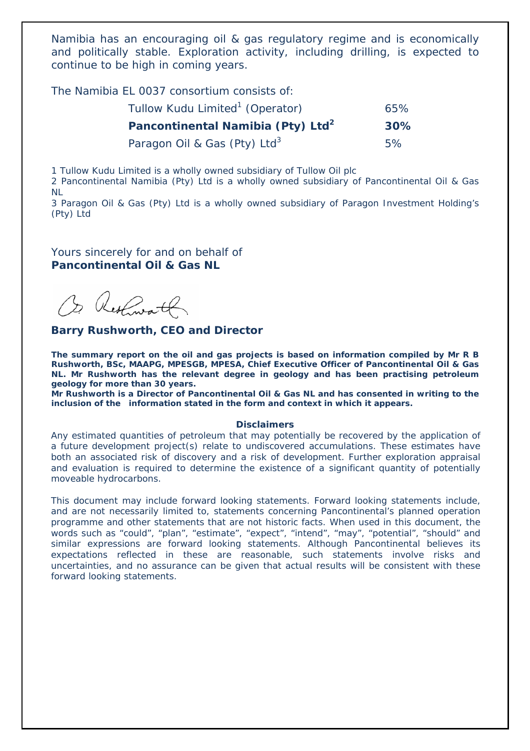Namibia has an encouraging oil & gas regulatory regime and is economically and politically stable. Exploration activity, including drilling, is expected to continue to be high in coming years.

The Namibia EL 0037 consortium consists of:

| | |
|---|---|
| Tullow Kudu Limited[1] (Operator) | 65% |
| **Pancontinental Namibia (Pty) Ltd[2]** | **30%** |
| Paragon Oil & Gas (Pty) Ltd[3] | 5% |

1 Tullow Kudu Limited is a wholly owned subsidiary of Tullow Oil plc
2 Pancontinental Namibia (Pty) Ltd is a wholly owned subsidiary of Pancontinental Oil & Gas NL
3 Paragon Oil & Gas (Pty) Ltd is a wholly owned subsidiary of Paragon Investment Holding's (Pty) Ltd

Yours sincerely for and on behalf of
**Pancontinental Oil & Gas NL**

**Barry Rushworth, CEO and Director**

**The summary report on the oil and gas projects is based on information compiled by Mr R B Rushworth, BSc, MAAPG, MPESGB, MPESA, Chief Executive Officer of Pancontinental Oil & Gas NL. Mr Rushworth has the relevant degree in geology and has been practising petroleum geology for more than 30 years.**
**Mr Rushworth is a Director of Pancontinental Oil & Gas NL and has consented in writing to the inclusion of the information stated in the form and context in which it appears.**

**Disclaimers**

Any estimated quantities of petroleum that may potentially be recovered by the application of a future development project(s) relate to undiscovered accumulations. These estimates have both an associated risk of discovery and a risk of development. Further exploration appraisal and evaluation is required to determine the existence of a significant quantity of potentially moveable hydrocarbons.

This document may include forward looking statements. Forward looking statements include, and are not necessarily limited to, statements concerning Pancontinental's planned operation programme and other statements that are not historic facts. When used in this document, the words such as "could", "plan", "estimate", "expect", "intend", "may", "potential", "should" and similar expressions are forward looking statements. Although Pancontinental believes its expectations reflected in these are reasonable, such statements involve risks and uncertainties, and no assurance can be given that actual results will be consistent with these forward looking statements.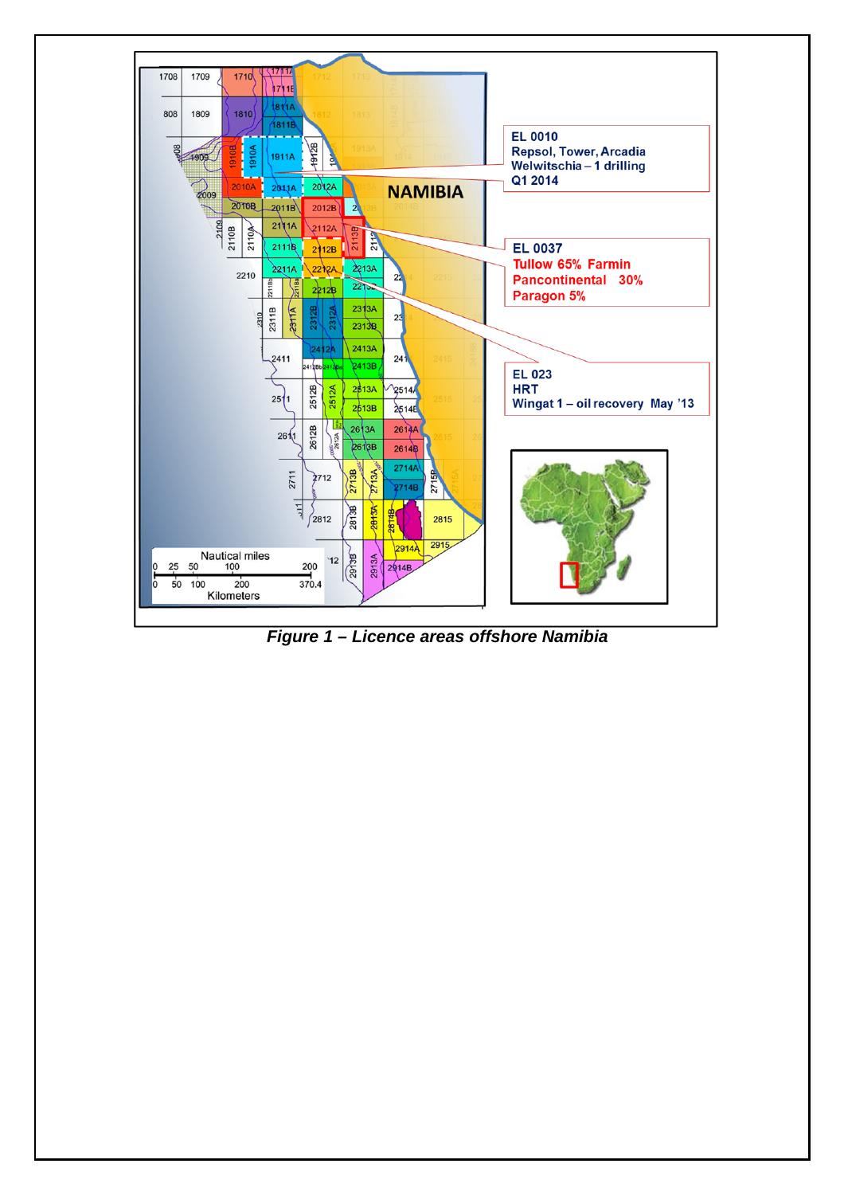EL 0010
Repsol, Tower, Arcadia
Welwitschia – 1 drilling
Q1 2014

EL 0037
Tullow 65% Farmin
Pancontinental 30%
Paragon 5%

EL 023
HRT
Wingat 1 – oil recovery May '13

NAMIBIA

Nautical miles
0 25 50 100 200
0 50 100 200 370.4
Kilometers

*Figure 1 – Licence areas offshore Namibia*